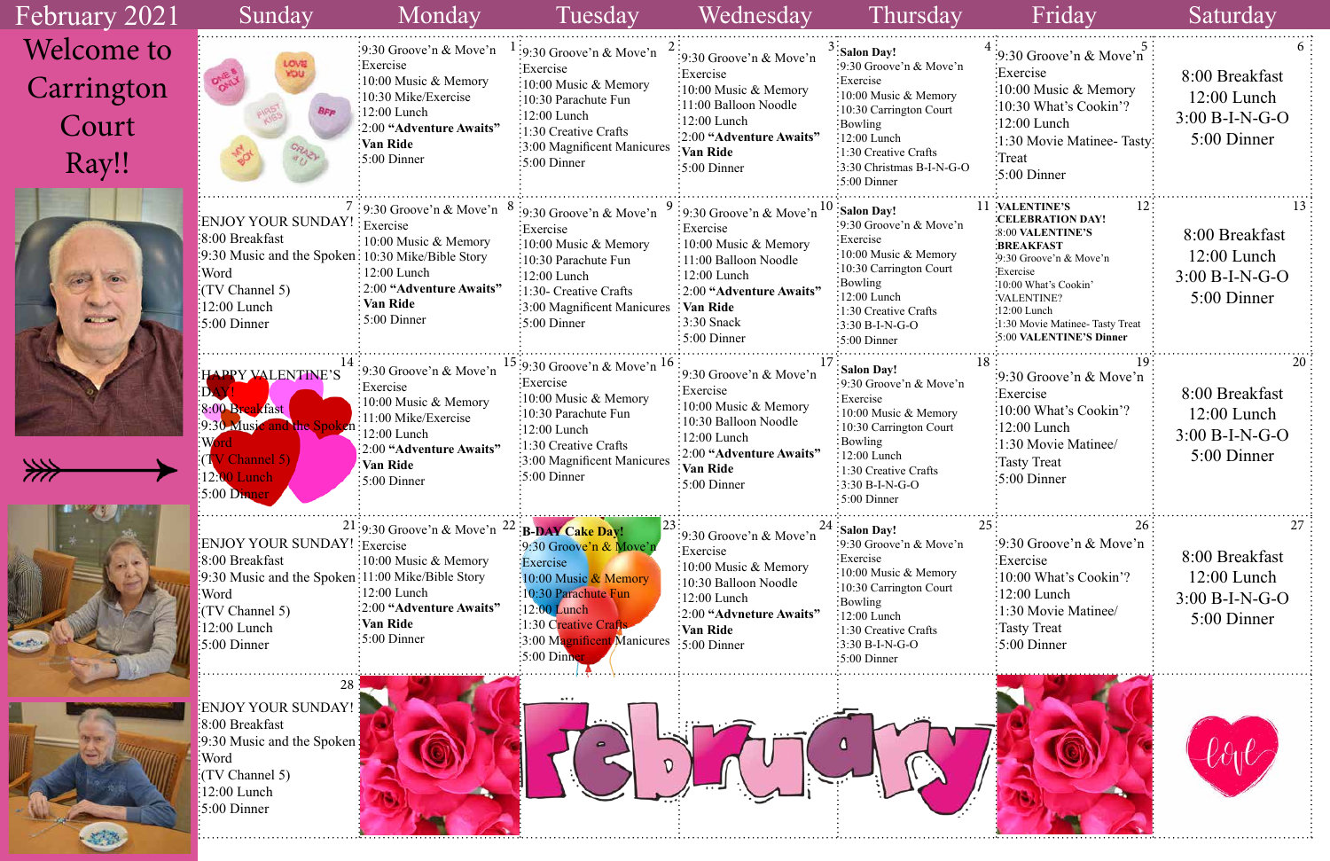# February 2021

**Welcome to Carrington Court Ray!!**

| Sunday | Monday | Tuesday | Wednesday | Thursday | Friday | Saturday |
|---|---|---|---|---|---|---|
| | **1**<br>9:30 Groove'n & Move'n Exercise<br>10:00 Music & Memory<br>10:30 Mike/Exercise<br>12:00 Lunch<br>2:00 **"Adventure Awaits"**<br>**Van Ride**<br>5:00 Dinner | **2**<br>9:30 Groove'n & Move'n Exercise<br>10:00 Music & Memory<br>10:30 Parachute Fun<br>12:00 Lunch<br>1:30 Creative Crafts<br>3:00 Magnificent Manicures<br>5:00 Dinner | **3**<br>9:30 Groove'n & Move'n Exercise<br>10:00 Music & Memory<br>11:00 Balloon Noodle<br>12:00 Lunch<br>2:00 **"Adventure Awaits"**<br>**Van Ride**<br>5:00 Dinner | **4**<br>**Salon Day!**<br>9:30 Groove'n & Move'n Exercise<br>10:00 Music & Memory<br>10:30 Carrington Court Bowling<br>12:00 Lunch<br>1:30 Creative Crafts<br>3:30 Christmas B-I-N-G-O<br>5:00 Dinner | **5**<br>9:30 Groove'n & Move'n Exercise<br>10:00 Music & Memory<br>10:30 What's Cookin'?<br>12:00 Lunch<br>1:30 Movie Matinee- Tasty Treat<br>5:00 Dinner | **6**<br>8:00 Breakfast<br>12:00 Lunch<br>3:00 B-I-N-G-O<br>5:00 Dinner |
| **7**<br>ENJOY YOUR SUNDAY!<br>8:00 Breakfast<br>9:30 Music and the Spoken Word<br>(TV Channel 5)<br>12:00 Lunch<br>5:00 Dinner | **8**<br>9:30 Groove'n & Move'n Exercise<br>10:00 Music & Memory<br>10:30 Mike/Bible Story<br>12:00 Lunch<br>2:00 **"Adventure Awaits"**<br>**Van Ride**<br>5:00 Dinner | **9**<br>9:30 Groove'n & Move'n Exercise<br>10:00 Music & Memory<br>10:30 Parachute Fun<br>12:00 Lunch<br>1:30- Creative Crafts<br>3:00 Magnificent Manicures<br>5:00 Dinner | **10**<br>9:30 Groove'n & Move'n Exercise<br>10:00 Music & Memory<br>11:00 Balloon Noodle<br>12:00 Lunch<br>2:00 **"Adventure Awaits"**<br>**Van Ride**<br>3:30 Snack<br>5:00 Dinner | **11**<br>**Salon Day!**<br>9:30 Groove'n & Move'n Exercise<br>10:00 Music & Memory<br>10:30 Carrington Court Bowling<br>12:00 Lunch<br>1:30 Creative Crafts<br>3:30 B-I-N-G-O<br>5:00 Dinner | **12**<br>**VALENTINE'S CELEBRATION DAY!**<br>8:00 **VALENTINE'S BREAKFAST**<br>9:30 Groove'n & Move'n Exercise<br>10:00 What's Cookin' VALENTINE?<br>12:00 Lunch<br>1:30 Movie Matinee- Tasty Treat<br>5:00 **VALENTINE'S Dinner** | **13**<br>8:00 Breakfast<br>12:00 Lunch<br>3:00 B-I-N-G-O<br>5:00 Dinner |
| **14**<br>HAPPY VALENTINE'S DAY!<br>8:00 Breakfast<br>9:30 Music and the Spoken Word<br>(TV Channel 5)<br>12:00 Lunch<br>5:00 Dinner | **15**<br>9:30 Groove'n & Move'n Exercise<br>10:00 Music & Memory<br>11:00 Mike/Exercise<br>12:00 Lunch<br>2:00 **"Adventure Awaits"**<br>**Van Ride**<br>5:00 Dinner | **16**<br>9:30 Groove'n & Move'n Exercise<br>10:00 Music & Memory<br>10:30 Parachute Fun<br>12:00 Lunch<br>1:30 Creative Crafts<br>3:00 Magnificent Manicures<br>5:00 Dinner | **17**<br>9:30 Groove'n & Move'n Exercise<br>10:00 Music & Memory<br>10:30 Balloon Noodle<br>12:00 Lunch<br>2:00 **"Adventure Awaits"**<br>**Van Ride**<br>5:00 Dinner | **18**<br>**Salon Day!**<br>9:30 Groove'n & Move'n Exercise<br>10:00 Music & Memory<br>10:30 Carrington Court Bowling<br>12:00 Lunch<br>1:30 Creative Crafts<br>3:30 B-I-N-G-O<br>5:00 Dinner | **19**<br>9:30 Groove'n & Move'n Exercise<br>10:00 What's Cookin'?<br>12:00 Lunch<br>1:30 Movie Matinee/ Tasty Treat<br>5:00 Dinner | **20**<br>8:00 Breakfast<br>12:00 Lunch<br>3:00 B-I-N-G-O<br>5:00 Dinner |
| **21**<br>ENJOY YOUR SUNDAY!<br>8:00 Breakfast<br>9:30 Music and the Spoken Word<br>(TV Channel 5)<br>12:00 Lunch<br>5:00 Dinner | **22**<br>9:30 Groove'n & Move'n Exercise<br>10:00 Music & Memory<br>11:00 Mike/Bible Story<br>12:00 Lunch<br>2:00 **"Adventure Awaits"**<br>**Van Ride**<br>5:00 Dinner | **23**<br>**B-DAY Cake Day!**<br>9:30 Groove'n & Move'n Exercise<br>10:00 Music & Memory<br>10:30 Parachute Fun<br>12:00 Lunch<br>1:30 Creative Crafts<br>3:00 Magnificent Manicures<br>5:00 Dinner | **24**<br>9:30 Groove'n & Move'n Exercise<br>10:00 Music & Memory<br>10:30 Balloon Noodle<br>12:00 Lunch<br>2:00 **"Advneture Awaits"**<br>**Van Ride**<br>5:00 Dinner | **25**<br>**Salon Day!**<br>9:30 Groove'n & Move'n Exercise<br>10:00 Music & Memory<br>10:30 Carrington Court Bowling<br>12:00 Lunch<br>1:30 Creative Crafts<br>3:30 B-I-N-G-O<br>5:00 Dinner | **26**<br>9:30 Groove'n & Move'n Exercise<br>10:00 What's Cookin'?<br>12:00 Lunch<br>1:30 Movie Matinee/ Tasty Treat<br>5:00 Dinner | **27**<br>8:00 Breakfast<br>12:00 Lunch<br>3:00 B-I-N-G-O<br>5:00 Dinner |
| **28**<br>ENJOY YOUR SUNDAY!<br>8:00 Breakfast<br>9:30 Music and the Spoken Word<br>(TV Channel 5)<br>12:00 Lunch<br>5:00 Dinner | | February | | | | |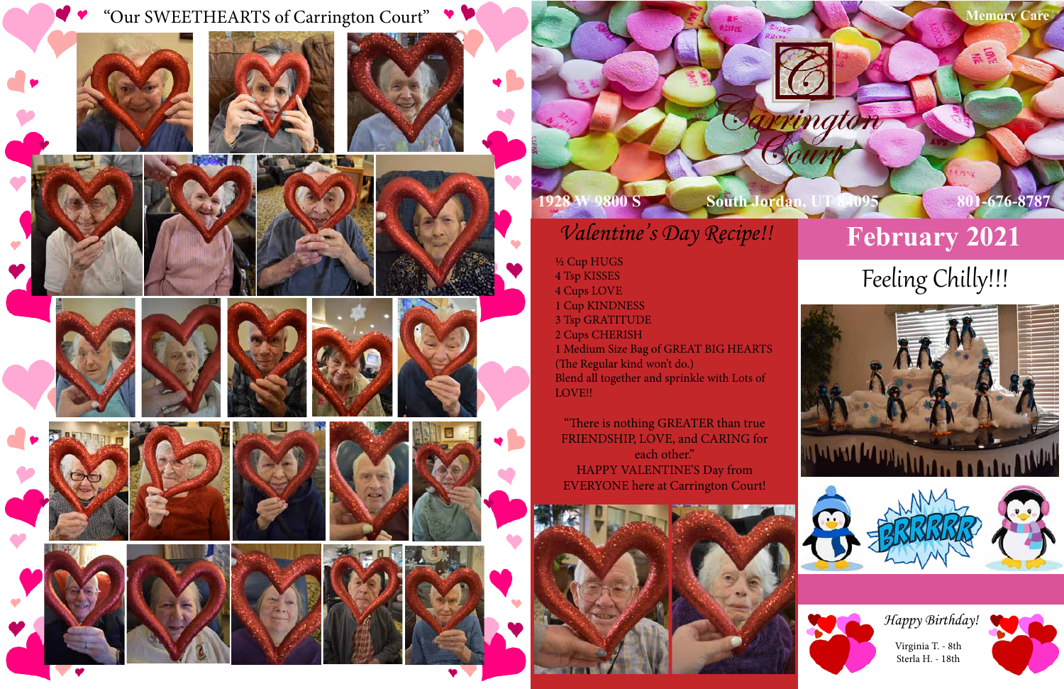# "Our SWEETHEARTS of Carrington Court"

Memory Care

Carrington Court

1928 W 9800 S South Jordan, UT 84095 801-676-8787

## February 2021

## Valentine's Day Recipe!!

½ Cup HUGS
4 Tsp KISSES
4 Cups LOVE
1 Cup KINDNESS
3 Tsp GRATITUDE
2 Cups CHERISH
1 Medium Size Bag of GREAT BIG HEARTS
(The Regular kind won't do.)
Blend all together and sprinkle with Lots of LOVE!!

"There is nothing GREATER than true FRIENDSHIP, LOVE, and CARING for each other."
HAPPY VALENTINE'S Day from EVERYONE here at Carrington Court!

## Feeling Chilly!!!

BRRRRR

### Happy Birthday!

Virginia T. - 8th
Sterla H. - 18th